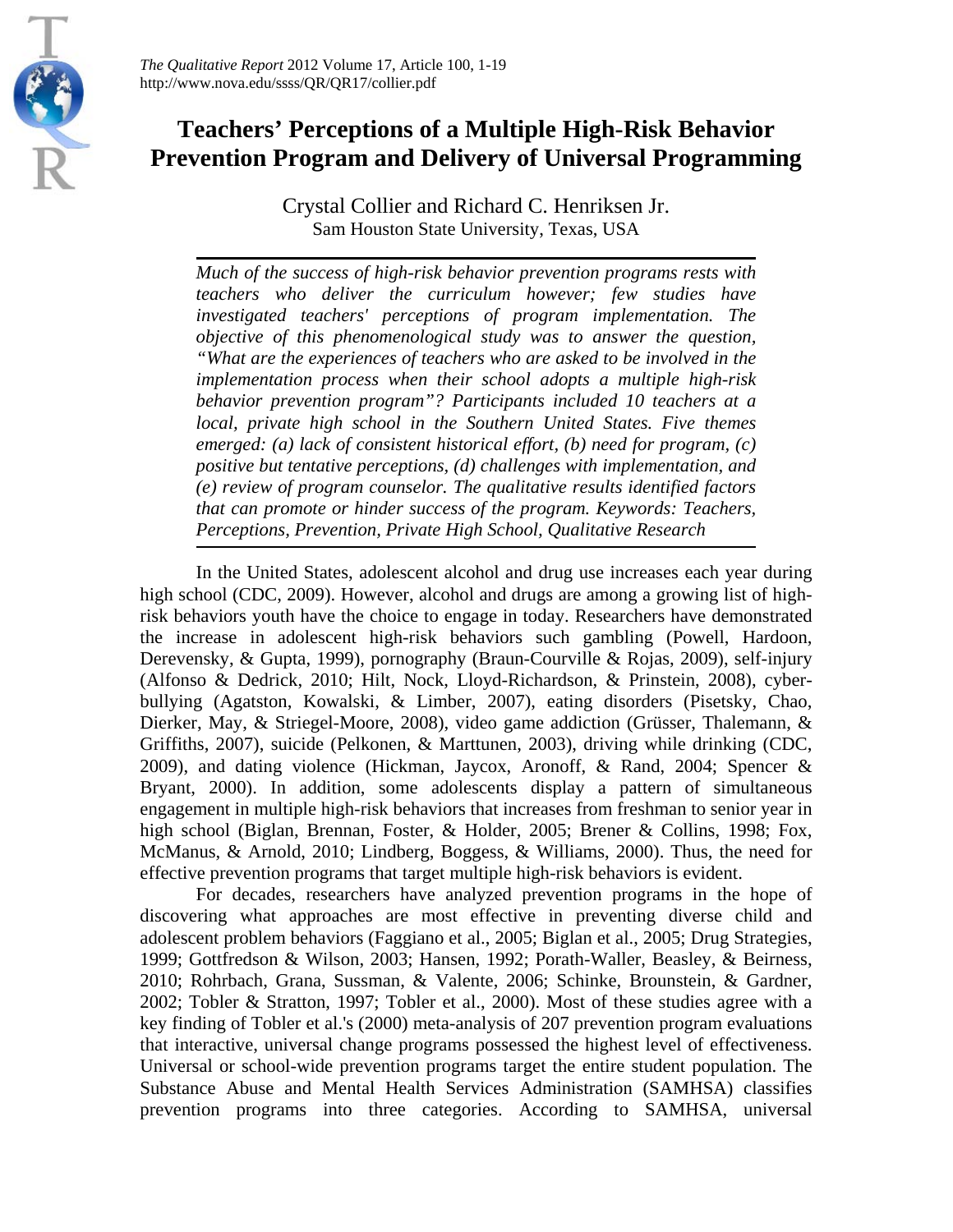# Teachers' Perceptions of a Multiple High-Risk Behavior Prevention Program and Delivery of Universal Programming

Crystal Collier and Richard C. Henriksen Jr.
Sam Houston State University, Texas, USA

*Much of the success of high-risk behavior prevention programs rests with teachers who deliver the curriculum however; few studies have investigated teachers' perceptions of program implementation. The objective of this phenomenological study was to answer the question, "What are the experiences of teachers who are asked to be involved in the implementation process when their school adopts a multiple high-risk behavior prevention program"? Participants included 10 teachers at a local, private high school in the Southern United States. Five themes emerged: (a) lack of consistent historical effort, (b) need for program, (c) positive but tentative perceptions, (d) challenges with implementation, and (e) review of program counselor. The qualitative results identified factors that can promote or hinder success of the program. Keywords: Teachers, Perceptions, Prevention, Private High School, Qualitative Research*

In the United States, adolescent alcohol and drug use increases each year during high school (CDC, 2009). However, alcohol and drugs are among a growing list of high-risk behaviors youth have the choice to engage in today. Researchers have demonstrated the increase in adolescent high-risk behaviors such gambling (Powell, Hardoon, Derevensky, & Gupta, 1999), pornography (Braun-Courville & Rojas, 2009), self-injury (Alfonso & Dedrick, 2010; Hilt, Nock, Lloyd-Richardson, & Prinstein, 2008), cyber-bullying (Agatston, Kowalski, & Limber, 2007), eating disorders (Pisetsky, Chao, Dierker, May, & Striegel-Moore, 2008), video game addiction (Grüsser, Thalemann, & Griffiths, 2007), suicide (Pelkonen, & Marttunen, 2003), driving while drinking (CDC, 2009), and dating violence (Hickman, Jaycox, Aronoff, & Rand, 2004; Spencer & Bryant, 2000). In addition, some adolescents display a pattern of simultaneous engagement in multiple high-risk behaviors that increases from freshman to senior year in high school (Biglan, Brennan, Foster, & Holder, 2005; Brener & Collins, 1998; Fox, McManus, & Arnold, 2010; Lindberg, Boggess, & Williams, 2000). Thus, the need for effective prevention programs that target multiple high-risk behaviors is evident.

For decades, researchers have analyzed prevention programs in the hope of discovering what approaches are most effective in preventing diverse child and adolescent problem behaviors (Faggiano et al., 2005; Biglan et al., 2005; Drug Strategies, 1999; Gottfredson & Wilson, 2003; Hansen, 1992; Porath-Waller, Beasley, & Beirness, 2010; Rohrbach, Grana, Sussman, & Valente, 2006; Schinke, Brounstein, & Gardner, 2002; Tobler & Stratton, 1997; Tobler et al., 2000). Most of these studies agree with a key finding of Tobler et al.'s (2000) meta-analysis of 207 prevention program evaluations that interactive, universal change programs possessed the highest level of effectiveness. Universal or school-wide prevention programs target the entire student population. The Substance Abuse and Mental Health Services Administration (SAMHSA) classifies prevention programs into three categories. According to SAMHSA, universal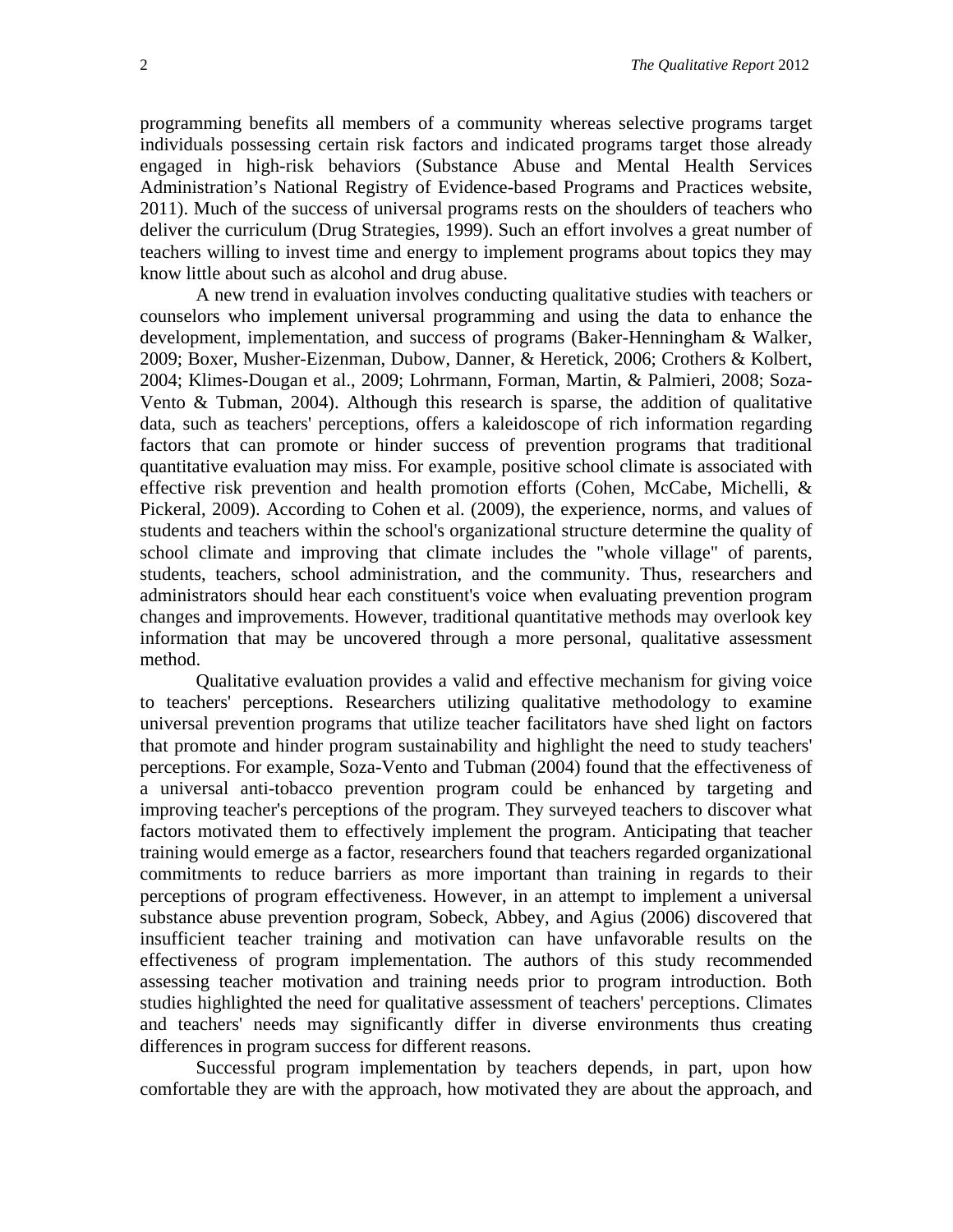programming benefits all members of a community whereas selective programs target individuals possessing certain risk factors and indicated programs target those already engaged in high-risk behaviors (Substance Abuse and Mental Health Services Administration's National Registry of Evidence-based Programs and Practices website, 2011). Much of the success of universal programs rests on the shoulders of teachers who deliver the curriculum (Drug Strategies, 1999). Such an effort involves a great number of teachers willing to invest time and energy to implement programs about topics they may know little about such as alcohol and drug abuse.

A new trend in evaluation involves conducting qualitative studies with teachers or counselors who implement universal programming and using the data to enhance the development, implementation, and success of programs (Baker-Henningham & Walker, 2009; Boxer, Musher-Eizenman, Dubow, Danner, & Heretick, 2006; Crothers & Kolbert, 2004; Klimes-Dougan et al., 2009; Lohrmann, Forman, Martin, & Palmieri, 2008; Soza-Vento & Tubman, 2004). Although this research is sparse, the addition of qualitative data, such as teachers' perceptions, offers a kaleidoscope of rich information regarding factors that can promote or hinder success of prevention programs that traditional quantitative evaluation may miss. For example, positive school climate is associated with effective risk prevention and health promotion efforts (Cohen, McCabe, Michelli, & Pickeral, 2009). According to Cohen et al. (2009), the experience, norms, and values of students and teachers within the school's organizational structure determine the quality of school climate and improving that climate includes the "whole village" of parents, students, teachers, school administration, and the community. Thus, researchers and administrators should hear each constituent's voice when evaluating prevention program changes and improvements. However, traditional quantitative methods may overlook key information that may be uncovered through a more personal, qualitative assessment method.

Qualitative evaluation provides a valid and effective mechanism for giving voice to teachers' perceptions. Researchers utilizing qualitative methodology to examine universal prevention programs that utilize teacher facilitators have shed light on factors that promote and hinder program sustainability and highlight the need to study teachers' perceptions. For example, Soza-Vento and Tubman (2004) found that the effectiveness of a universal anti-tobacco prevention program could be enhanced by targeting and improving teacher's perceptions of the program. They surveyed teachers to discover what factors motivated them to effectively implement the program. Anticipating that teacher training would emerge as a factor, researchers found that teachers regarded organizational commitments to reduce barriers as more important than training in regards to their perceptions of program effectiveness. However, in an attempt to implement a universal substance abuse prevention program, Sobeck, Abbey, and Agius (2006) discovered that insufficient teacher training and motivation can have unfavorable results on the effectiveness of program implementation. The authors of this study recommended assessing teacher motivation and training needs prior to program introduction. Both studies highlighted the need for qualitative assessment of teachers' perceptions. Climates and teachers' needs may significantly differ in diverse environments thus creating differences in program success for different reasons.

Successful program implementation by teachers depends, in part, upon how comfortable they are with the approach, how motivated they are about the approach, and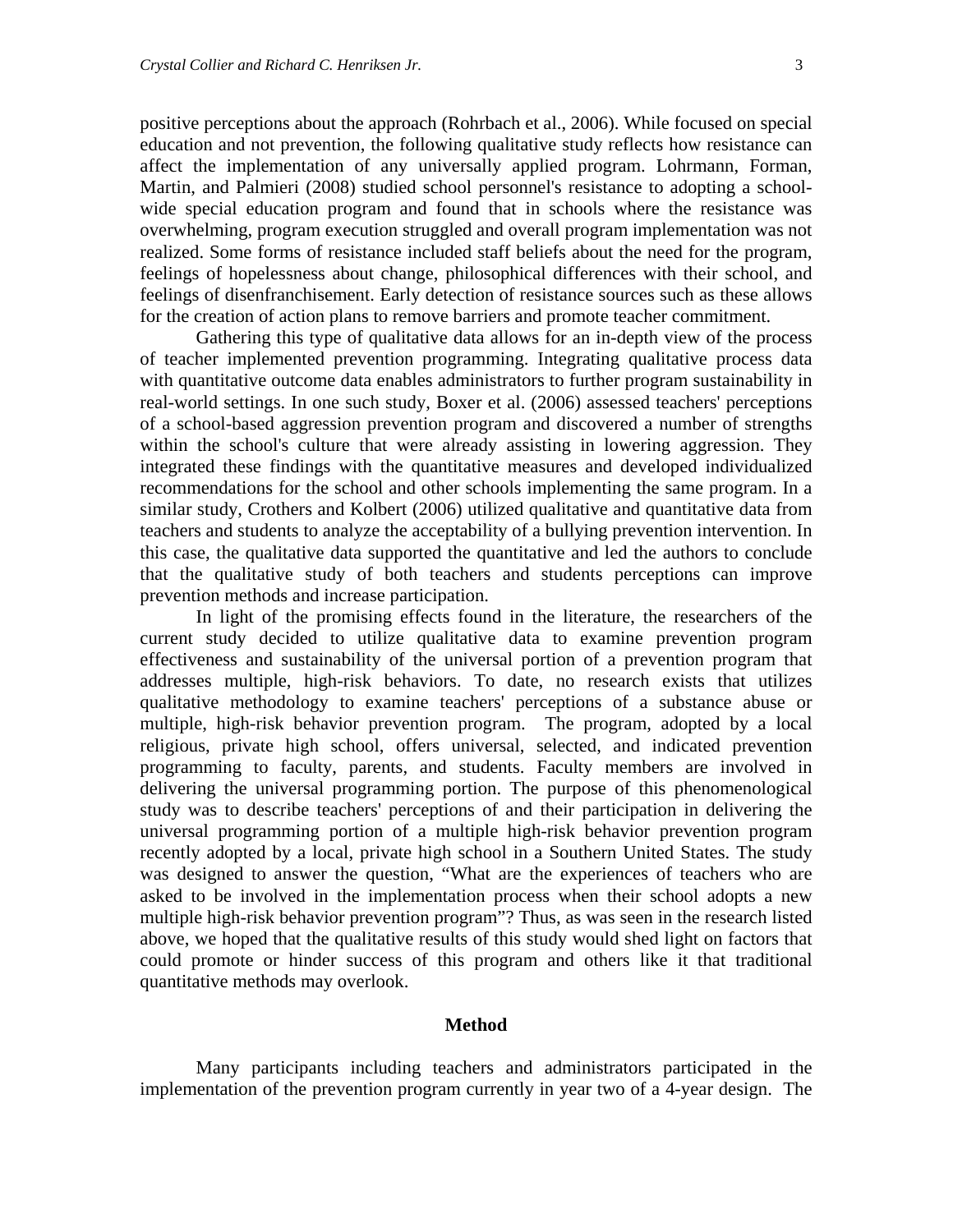positive perceptions about the approach (Rohrbach et al., 2006). While focused on special education and not prevention, the following qualitative study reflects how resistance can affect the implementation of any universally applied program. Lohrmann, Forman, Martin, and Palmieri (2008) studied school personnel's resistance to adopting a school-wide special education program and found that in schools where the resistance was overwhelming, program execution struggled and overall program implementation was not realized. Some forms of resistance included staff beliefs about the need for the program, feelings of hopelessness about change, philosophical differences with their school, and feelings of disenfranchisement. Early detection of resistance sources such as these allows for the creation of action plans to remove barriers and promote teacher commitment.

Gathering this type of qualitative data allows for an in-depth view of the process of teacher implemented prevention programming. Integrating qualitative process data with quantitative outcome data enables administrators to further program sustainability in real-world settings. In one such study, Boxer et al. (2006) assessed teachers' perceptions of a school-based aggression prevention program and discovered a number of strengths within the school's culture that were already assisting in lowering aggression. They integrated these findings with the quantitative measures and developed individualized recommendations for the school and other schools implementing the same program. In a similar study, Crothers and Kolbert (2006) utilized qualitative and quantitative data from teachers and students to analyze the acceptability of a bullying prevention intervention. In this case, the qualitative data supported the quantitative and led the authors to conclude that the qualitative study of both teachers and students perceptions can improve prevention methods and increase participation.

In light of the promising effects found in the literature, the researchers of the current study decided to utilize qualitative data to examine prevention program effectiveness and sustainability of the universal portion of a prevention program that addresses multiple, high-risk behaviors. To date, no research exists that utilizes qualitative methodology to examine teachers' perceptions of a substance abuse or multiple, high-risk behavior prevention program. The program, adopted by a local religious, private high school, offers universal, selected, and indicated prevention programming to faculty, parents, and students. Faculty members are involved in delivering the universal programming portion. The purpose of this phenomenological study was to describe teachers' perceptions of and their participation in delivering the universal programming portion of a multiple high-risk behavior prevention program recently adopted by a local, private high school in a Southern United States. The study was designed to answer the question, "What are the experiences of teachers who are asked to be involved in the implementation process when their school adopts a new multiple high-risk behavior prevention program"? Thus, as was seen in the research listed above, we hoped that the qualitative results of this study would shed light on factors that could promote or hinder success of this program and others like it that traditional quantitative methods may overlook.

## Method

Many participants including teachers and administrators participated in the implementation of the prevention program currently in year two of a 4-year design. The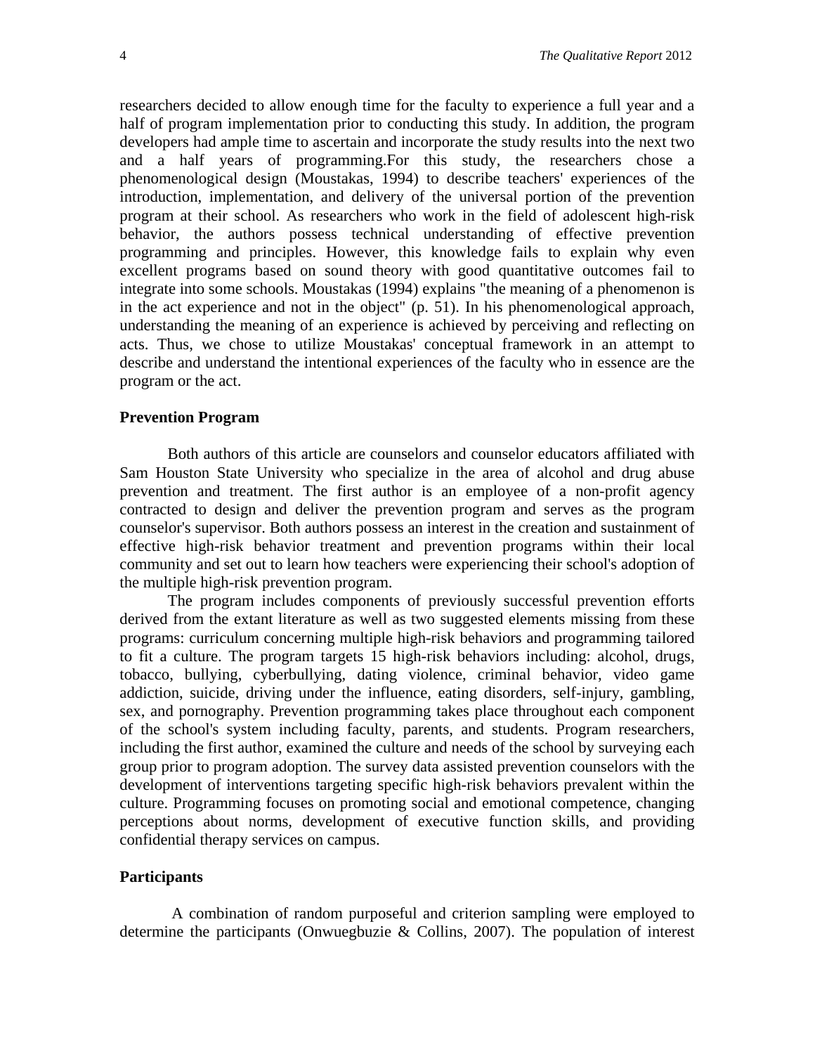researchers decided to allow enough time for the faculty to experience a full year and a half of program implementation prior to conducting this study. In addition, the program developers had ample time to ascertain and incorporate the study results into the next two and a half years of programming.For this study, the researchers chose a phenomenological design (Moustakas, 1994) to describe teachers' experiences of the introduction, implementation, and delivery of the universal portion of the prevention program at their school. As researchers who work in the field of adolescent high-risk behavior, the authors possess technical understanding of effective prevention programming and principles. However, this knowledge fails to explain why even excellent programs based on sound theory with good quantitative outcomes fail to integrate into some schools. Moustakas (1994) explains "the meaning of a phenomenon is in the act experience and not in the object" (p. 51). In his phenomenological approach, understanding the meaning of an experience is achieved by perceiving and reflecting on acts. Thus, we chose to utilize Moustakas' conceptual framework in an attempt to describe and understand the intentional experiences of the faculty who in essence are the program or the act.

### Prevention Program

Both authors of this article are counselors and counselor educators affiliated with Sam Houston State University who specialize in the area of alcohol and drug abuse prevention and treatment. The first author is an employee of a non-profit agency contracted to design and deliver the prevention program and serves as the program counselor's supervisor. Both authors possess an interest in the creation and sustainment of effective high-risk behavior treatment and prevention programs within their local community and set out to learn how teachers were experiencing their school's adoption of the multiple high-risk prevention program.

The program includes components of previously successful prevention efforts derived from the extant literature as well as two suggested elements missing from these programs: curriculum concerning multiple high-risk behaviors and programming tailored to fit a culture. The program targets 15 high-risk behaviors including: alcohol, drugs, tobacco, bullying, cyberbullying, dating violence, criminal behavior, video game addiction, suicide, driving under the influence, eating disorders, self-injury, gambling, sex, and pornography. Prevention programming takes place throughout each component of the school's system including faculty, parents, and students. Program researchers, including the first author, examined the culture and needs of the school by surveying each group prior to program adoption. The survey data assisted prevention counselors with the development of interventions targeting specific high-risk behaviors prevalent within the culture. Programming focuses on promoting social and emotional competence, changing perceptions about norms, development of executive function skills, and providing confidential therapy services on campus.

### Participants

A combination of random purposeful and criterion sampling were employed to determine the participants (Onwuegbuzie & Collins, 2007). The population of interest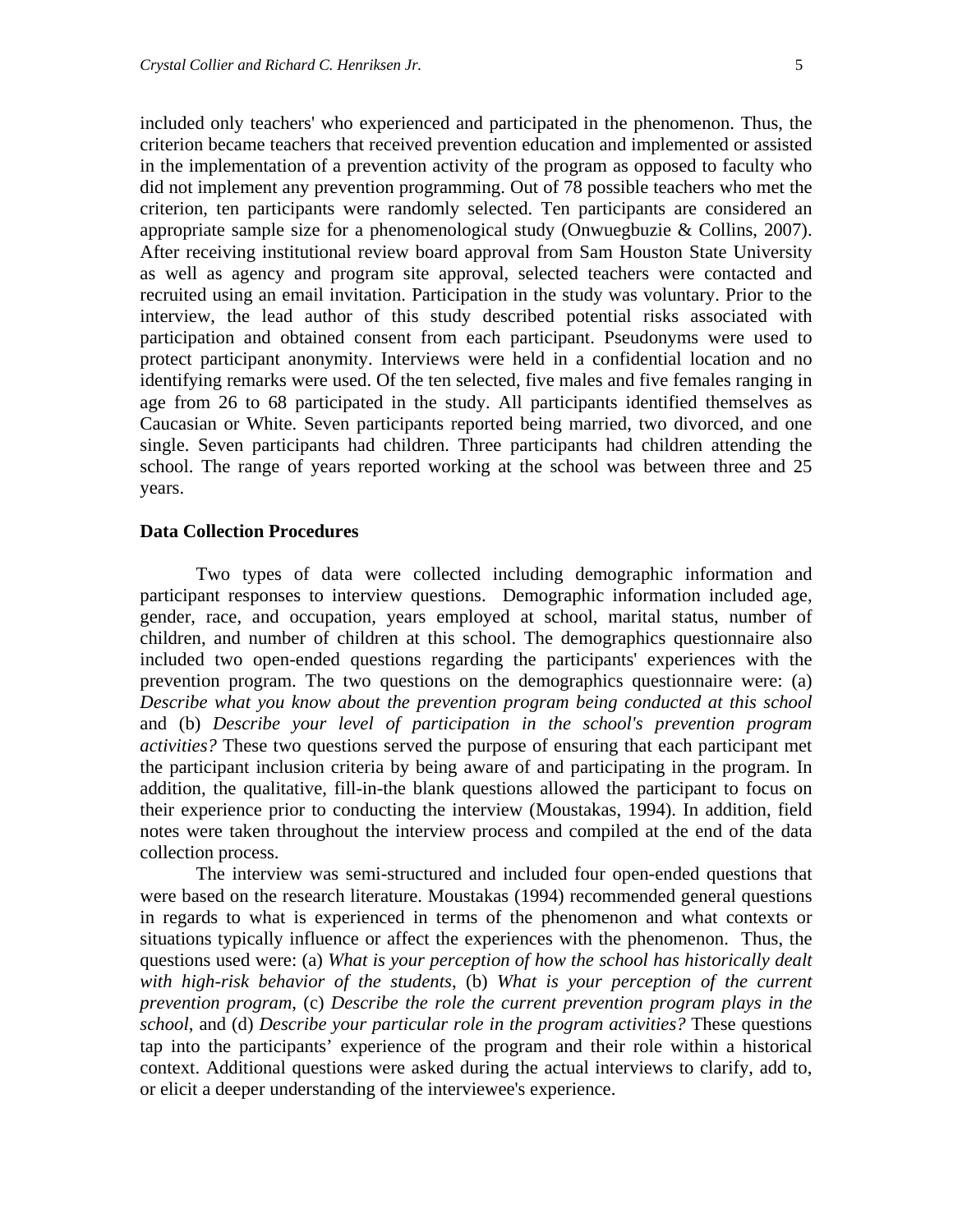included only teachers' who experienced and participated in the phenomenon. Thus, the criterion became teachers that received prevention education and implemented or assisted in the implementation of a prevention activity of the program as opposed to faculty who did not implement any prevention programming. Out of 78 possible teachers who met the criterion, ten participants were randomly selected. Ten participants are considered an appropriate sample size for a phenomenological study (Onwuegbuzie & Collins, 2007). After receiving institutional review board approval from Sam Houston State University as well as agency and program site approval, selected teachers were contacted and recruited using an email invitation. Participation in the study was voluntary. Prior to the interview, the lead author of this study described potential risks associated with participation and obtained consent from each participant. Pseudonyms were used to protect participant anonymity. Interviews were held in a confidential location and no identifying remarks were used. Of the ten selected, five males and five females ranging in age from 26 to 68 participated in the study. All participants identified themselves as Caucasian or White. Seven participants reported being married, two divorced, and one single. Seven participants had children. Three participants had children attending the school. The range of years reported working at the school was between three and 25 years.

### Data Collection Procedures

Two types of data were collected including demographic information and participant responses to interview questions. Demographic information included age, gender, race, and occupation, years employed at school, marital status, number of children, and number of children at this school. The demographics questionnaire also included two open-ended questions regarding the participants' experiences with the prevention program. The two questions on the demographics questionnaire were: (a) *Describe what you know about the prevention program being conducted at this school* and (b) *Describe your level of participation in the school's prevention program activities?* These two questions served the purpose of ensuring that each participant met the participant inclusion criteria by being aware of and participating in the program. In addition, the qualitative, fill-in-the blank questions allowed the participant to focus on their experience prior to conducting the interview (Moustakas, 1994). In addition, field notes were taken throughout the interview process and compiled at the end of the data collection process.

The interview was semi-structured and included four open-ended questions that were based on the research literature. Moustakas (1994) recommended general questions in regards to what is experienced in terms of the phenomenon and what contexts or situations typically influence or affect the experiences with the phenomenon. Thus, the questions used were: (a) *What is your perception of how the school has historically dealt with high-risk behavior of the students*, (b) *What is your perception of the current prevention program*, (c) *Describe the role the current prevention program plays in the school*, and (d) *Describe your particular role in the program activities?* These questions tap into the participants' experience of the program and their role within a historical context. Additional questions were asked during the actual interviews to clarify, add to, or elicit a deeper understanding of the interviewee's experience.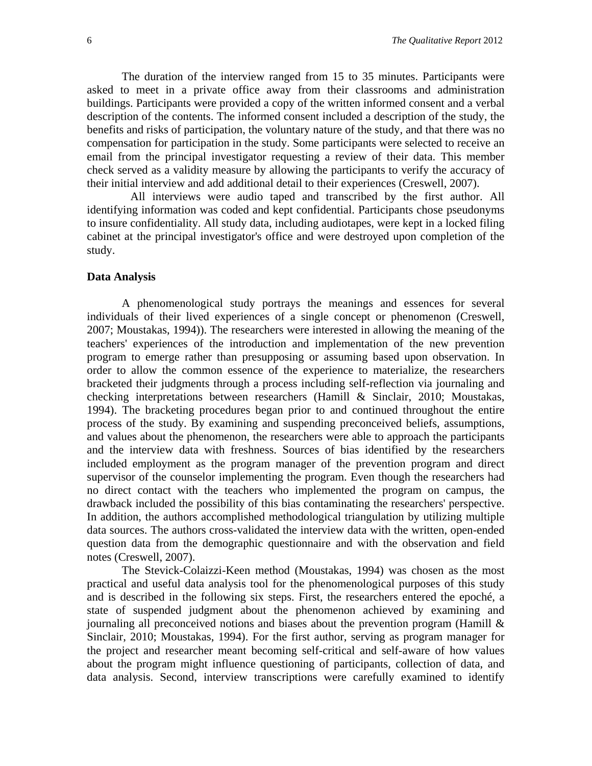The duration of the interview ranged from 15 to 35 minutes. Participants were asked to meet in a private office away from their classrooms and administration buildings. Participants were provided a copy of the written informed consent and a verbal description of the contents. The informed consent included a description of the study, the benefits and risks of participation, the voluntary nature of the study, and that there was no compensation for participation in the study. Some participants were selected to receive an email from the principal investigator requesting a review of their data. This member check served as a validity measure by allowing the participants to verify the accuracy of their initial interview and add additional detail to their experiences (Creswell, 2007).

All interviews were audio taped and transcribed by the first author. All identifying information was coded and kept confidential. Participants chose pseudonyms to insure confidentiality. All study data, including audiotapes, were kept in a locked filing cabinet at the principal investigator's office and were destroyed upon completion of the study.

### Data Analysis

A phenomenological study portrays the meanings and essences for several individuals of their lived experiences of a single concept or phenomenon (Creswell, 2007; Moustakas, 1994)). The researchers were interested in allowing the meaning of the teachers' experiences of the introduction and implementation of the new prevention program to emerge rather than presupposing or assuming based upon observation. In order to allow the common essence of the experience to materialize, the researchers bracketed their judgments through a process including self-reflection via journaling and checking interpretations between researchers (Hamill & Sinclair, 2010; Moustakas, 1994). The bracketing procedures began prior to and continued throughout the entire process of the study. By examining and suspending preconceived beliefs, assumptions, and values about the phenomenon, the researchers were able to approach the participants and the interview data with freshness. Sources of bias identified by the researchers included employment as the program manager of the prevention program and direct supervisor of the counselor implementing the program. Even though the researchers had no direct contact with the teachers who implemented the program on campus, the drawback included the possibility of this bias contaminating the researchers' perspective. In addition, the authors accomplished methodological triangulation by utilizing multiple data sources. The authors cross-validated the interview data with the written, open-ended question data from the demographic questionnaire and with the observation and field notes (Creswell, 2007).

The Stevick-Colaizzi-Keen method (Moustakas, 1994) was chosen as the most practical and useful data analysis tool for the phenomenological purposes of this study and is described in the following six steps. First, the researchers entered the epoché, a state of suspended judgment about the phenomenon achieved by examining and journaling all preconceived notions and biases about the prevention program (Hamill & Sinclair, 2010; Moustakas, 1994). For the first author, serving as program manager for the project and researcher meant becoming self-critical and self-aware of how values about the program might influence questioning of participants, collection of data, and data analysis. Second, interview transcriptions were carefully examined to identify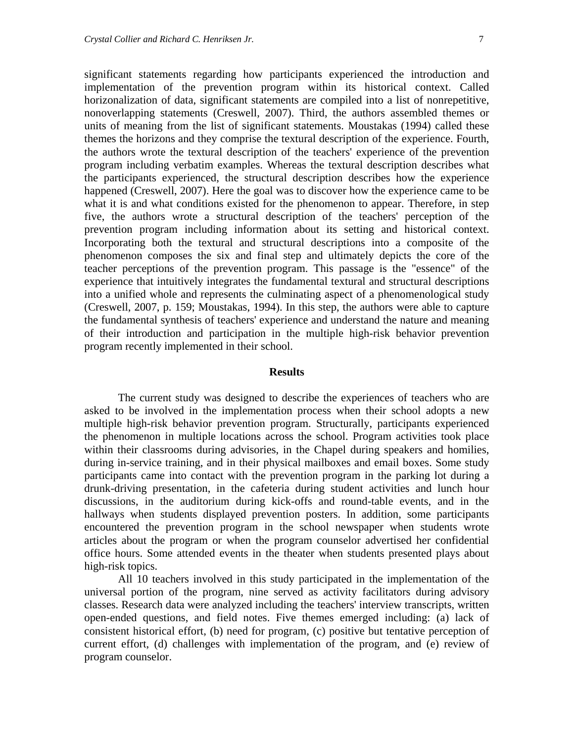significant statements regarding how participants experienced the introduction and implementation of the prevention program within its historical context. Called horizonalization of data, significant statements are compiled into a list of nonrepetitive, nonoverlapping statements (Creswell, 2007). Third, the authors assembled themes or units of meaning from the list of significant statements. Moustakas (1994) called these themes the horizons and they comprise the textural description of the experience. Fourth, the authors wrote the textural description of the teachers' experience of the prevention program including verbatim examples. Whereas the textural description describes what the participants experienced, the structural description describes how the experience happened (Creswell, 2007). Here the goal was to discover how the experience came to be what it is and what conditions existed for the phenomenon to appear. Therefore, in step five, the authors wrote a structural description of the teachers' perception of the prevention program including information about its setting and historical context. Incorporating both the textural and structural descriptions into a composite of the phenomenon composes the six and final step and ultimately depicts the core of the teacher perceptions of the prevention program. This passage is the "essence" of the experience that intuitively integrates the fundamental textural and structural descriptions into a unified whole and represents the culminating aspect of a phenomenological study (Creswell, 2007, p. 159; Moustakas, 1994). In this step, the authors were able to capture the fundamental synthesis of teachers' experience and understand the nature and meaning of their introduction and participation in the multiple high-risk behavior prevention program recently implemented in their school.

## Results

The current study was designed to describe the experiences of teachers who are asked to be involved in the implementation process when their school adopts a new multiple high-risk behavior prevention program. Structurally, participants experienced the phenomenon in multiple locations across the school. Program activities took place within their classrooms during advisories, in the Chapel during speakers and homilies, during in-service training, and in their physical mailboxes and email boxes. Some study participants came into contact with the prevention program in the parking lot during a drunk-driving presentation, in the cafeteria during student activities and lunch hour discussions, in the auditorium during kick-offs and round-table events, and in the hallways when students displayed prevention posters. In addition, some participants encountered the prevention program in the school newspaper when students wrote articles about the program or when the program counselor advertised her confidential office hours. Some attended events in the theater when students presented plays about high-risk topics.

All 10 teachers involved in this study participated in the implementation of the universal portion of the program, nine served as activity facilitators during advisory classes. Research data were analyzed including the teachers' interview transcripts, written open-ended questions, and field notes. Five themes emerged including: (a) lack of consistent historical effort, (b) need for program, (c) positive but tentative perception of current effort, (d) challenges with implementation of the program, and (e) review of program counselor.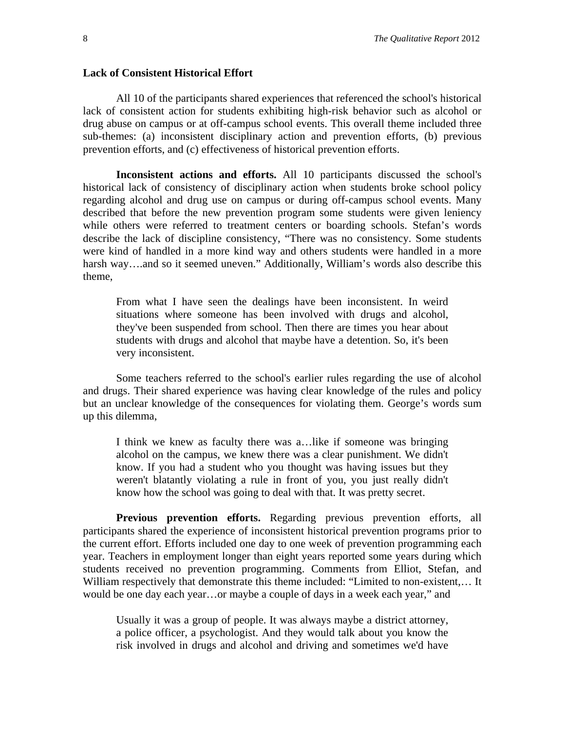## Lack of Consistent Historical Effort

All 10 of the participants shared experiences that referenced the school's historical lack of consistent action for students exhibiting high-risk behavior such as alcohol or drug abuse on campus or at off-campus school events. This overall theme included three sub-themes: (a) inconsistent disciplinary action and prevention efforts, (b) previous prevention efforts, and (c) effectiveness of historical prevention efforts.

**Inconsistent actions and efforts.** All 10 participants discussed the school's historical lack of consistency of disciplinary action when students broke school policy regarding alcohol and drug use on campus or during off-campus school events. Many described that before the new prevention program some students were given leniency while others were referred to treatment centers or boarding schools. Stefan's words describe the lack of discipline consistency, "There was no consistency. Some students were kind of handled in a more kind way and others students were handled in a more harsh way….and so it seemed uneven." Additionally, William's words also describe this theme,

> From what I have seen the dealings have been inconsistent. In weird situations where someone has been involved with drugs and alcohol, they've been suspended from school. Then there are times you hear about students with drugs and alcohol that maybe have a detention. So, it's been very inconsistent.

Some teachers referred to the school's earlier rules regarding the use of alcohol and drugs. Their shared experience was having clear knowledge of the rules and policy but an unclear knowledge of the consequences for violating them. George's words sum up this dilemma,

> I think we knew as faculty there was a…like if someone was bringing alcohol on the campus, we knew there was a clear punishment. We didn't know. If you had a student who you thought was having issues but they weren't blatantly violating a rule in front of you, you just really didn't know how the school was going to deal with that. It was pretty secret.

**Previous prevention efforts.** Regarding previous prevention efforts, all participants shared the experience of inconsistent historical prevention programs prior to the current effort. Efforts included one day to one week of prevention programming each year. Teachers in employment longer than eight years reported some years during which students received no prevention programming. Comments from Elliot, Stefan, and William respectively that demonstrate this theme included: "Limited to non-existent,… It would be one day each year…or maybe a couple of days in a week each year," and

> Usually it was a group of people. It was always maybe a district attorney, a police officer, a psychologist. And they would talk about you know the risk involved in drugs and alcohol and driving and sometimes we'd have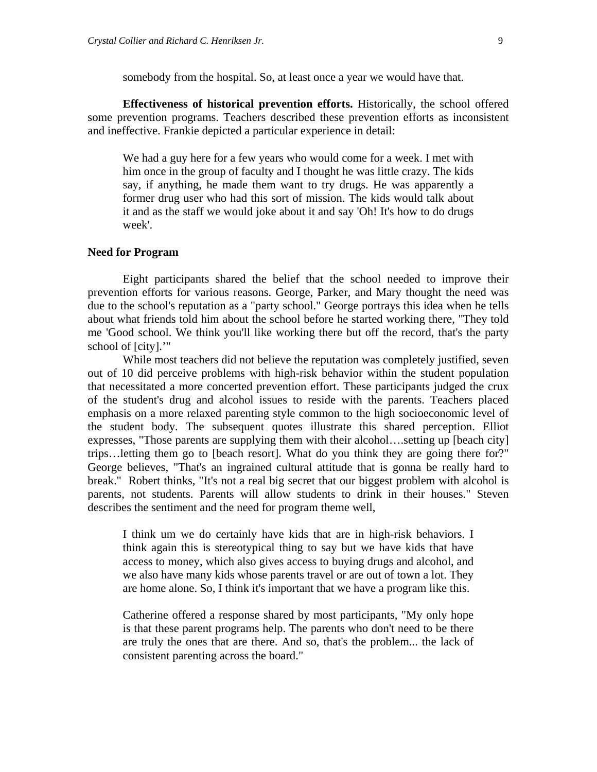somebody from the hospital. So, at least once a year we would have that.

**Effectiveness of historical prevention efforts.** Historically, the school offered some prevention programs. Teachers described these prevention efforts as inconsistent and ineffective. Frankie depicted a particular experience in detail:

> We had a guy here for a few years who would come for a week. I met with him once in the group of faculty and I thought he was little crazy. The kids say, if anything, he made them want to try drugs. He was apparently a former drug user who had this sort of mission. The kids would talk about it and as the staff we would joke about it and say 'Oh! It's how to do drugs week'.

### Need for Program

Eight participants shared the belief that the school needed to improve their prevention efforts for various reasons. George, Parker, and Mary thought the need was due to the school's reputation as a "party school." George portrays this idea when he tells about what friends told him about the school before he started working there, "They told me 'Good school. We think you'll like working there but off the record, that's the party school of [city].'"

While most teachers did not believe the reputation was completely justified, seven out of 10 did perceive problems with high-risk behavior within the student population that necessitated a more concerted prevention effort. These participants judged the crux of the student's drug and alcohol issues to reside with the parents. Teachers placed emphasis on a more relaxed parenting style common to the high socioeconomic level of the student body. The subsequent quotes illustrate this shared perception. Elliot expresses, "Those parents are supplying them with their alcohol….setting up [beach city] trips…letting them go to [beach resort]. What do you think they are going there for?" George believes, "That's an ingrained cultural attitude that is gonna be really hard to break." Robert thinks, "It's not a real big secret that our biggest problem with alcohol is parents, not students. Parents will allow students to drink in their houses." Steven describes the sentiment and the need for program theme well,

> I think um we do certainly have kids that are in high-risk behaviors. I think again this is stereotypical thing to say but we have kids that have access to money, which also gives access to buying drugs and alcohol, and we also have many kids whose parents travel or are out of town a lot. They are home alone. So, I think it's important that we have a program like this.

> Catherine offered a response shared by most participants, "My only hope is that these parent programs help. The parents who don't need to be there are truly the ones that are there. And so, that's the problem... the lack of consistent parenting across the board."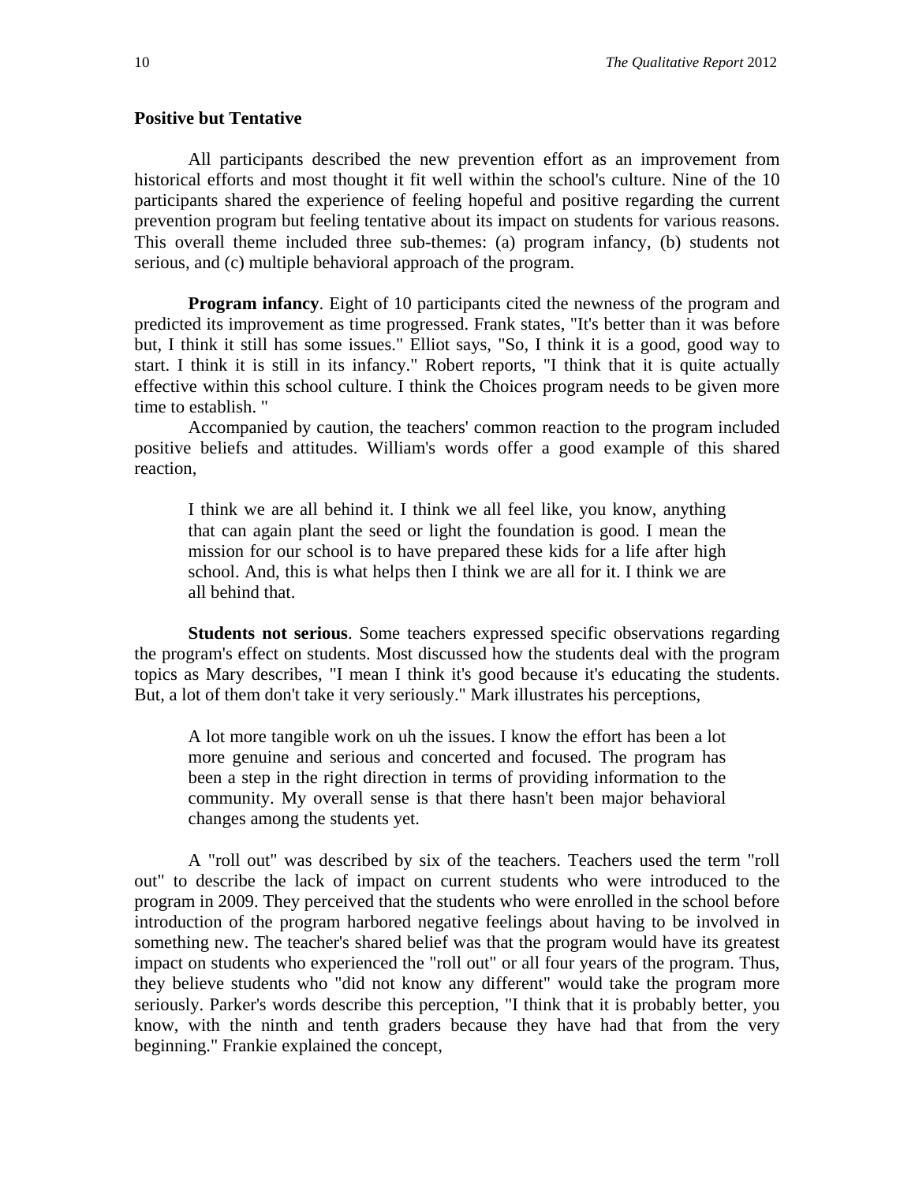## Positive but Tentative

All participants described the new prevention effort as an improvement from historical efforts and most thought it fit well within the school's culture. Nine of the 10 participants shared the experience of feeling hopeful and positive regarding the current prevention program but feeling tentative about its impact on students for various reasons. This overall theme included three sub-themes: (a) program infancy, (b) students not serious, and (c) multiple behavioral approach of the program.

**Program infancy**. Eight of 10 participants cited the newness of the program and predicted its improvement as time progressed. Frank states, "It's better than it was before but, I think it still has some issues." Elliot says, "So, I think it is a good, good way to start. I think it is still in its infancy." Robert reports, "I think that it is quite actually effective within this school culture. I think the Choices program needs to be given more time to establish. "

Accompanied by caution, the teachers' common reaction to the program included positive beliefs and attitudes. William's words offer a good example of this shared reaction,

> I think we are all behind it. I think we all feel like, you know, anything that can again plant the seed or light the foundation is good. I mean the mission for our school is to have prepared these kids for a life after high school. And, this is what helps then I think we are all for it. I think we are all behind that.

**Students not serious**. Some teachers expressed specific observations regarding the program's effect on students. Most discussed how the students deal with the program topics as Mary describes, "I mean I think it's good because it's educating the students. But, a lot of them don't take it very seriously." Mark illustrates his perceptions,

> A lot more tangible work on uh the issues. I know the effort has been a lot more genuine and serious and concerted and focused. The program has been a step in the right direction in terms of providing information to the community. My overall sense is that there hasn't been major behavioral changes among the students yet.

A "roll out" was described by six of the teachers. Teachers used the term "roll out" to describe the lack of impact on current students who were introduced to the program in 2009. They perceived that the students who were enrolled in the school before introduction of the program harbored negative feelings about having to be involved in something new. The teacher's shared belief was that the program would have its greatest impact on students who experienced the "roll out" or all four years of the program. Thus, they believe students who "did not know any different" would take the program more seriously. Parker's words describe this perception, "I think that it is probably better, you know, with the ninth and tenth graders because they have had that from the very beginning." Frankie explained the concept,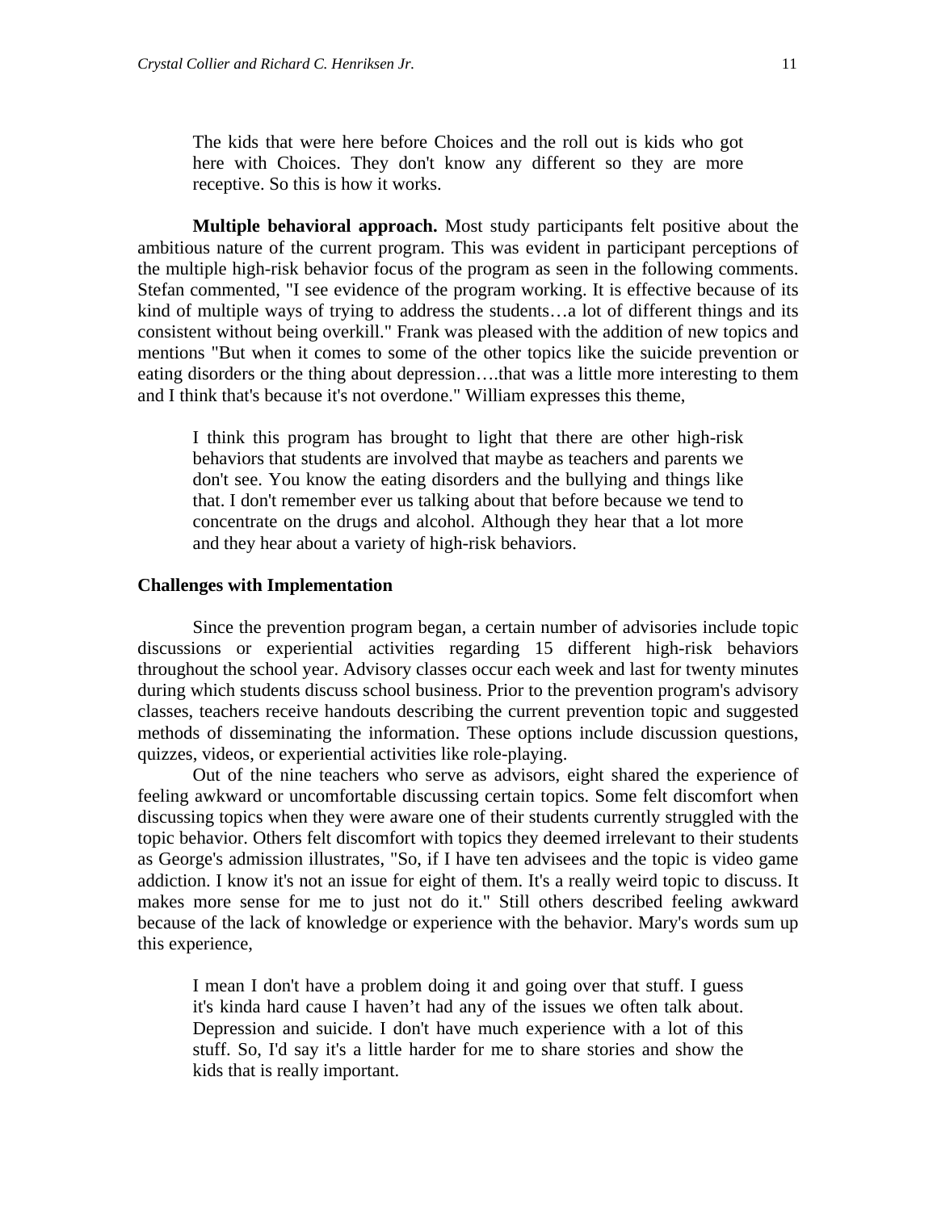> The kids that were here before Choices and the roll out is kids who got here with Choices. They don't know any different so they are more receptive. So this is how it works.

**Multiple behavioral approach.** Most study participants felt positive about the ambitious nature of the current program. This was evident in participant perceptions of the multiple high-risk behavior focus of the program as seen in the following comments. Stefan commented, "I see evidence of the program working. It is effective because of its kind of multiple ways of trying to address the students…a lot of different things and its consistent without being overkill." Frank was pleased with the addition of new topics and mentions "But when it comes to some of the other topics like the suicide prevention or eating disorders or the thing about depression….that was a little more interesting to them and I think that's because it's not overdone." William expresses this theme,

> I think this program has brought to light that there are other high-risk behaviors that students are involved that maybe as teachers and parents we don't see. You know the eating disorders and the bullying and things like that. I don't remember ever us talking about that before because we tend to concentrate on the drugs and alcohol. Although they hear that a lot more and they hear about a variety of high-risk behaviors.

### Challenges with Implementation

Since the prevention program began, a certain number of advisories include topic discussions or experiential activities regarding 15 different high-risk behaviors throughout the school year. Advisory classes occur each week and last for twenty minutes during which students discuss school business. Prior to the prevention program's advisory classes, teachers receive handouts describing the current prevention topic and suggested methods of disseminating the information. These options include discussion questions, quizzes, videos, or experiential activities like role-playing.

Out of the nine teachers who serve as advisors, eight shared the experience of feeling awkward or uncomfortable discussing certain topics. Some felt discomfort when discussing topics when they were aware one of their students currently struggled with the topic behavior. Others felt discomfort with topics they deemed irrelevant to their students as George's admission illustrates, "So, if I have ten advisees and the topic is video game addiction. I know it's not an issue for eight of them. It's a really weird topic to discuss. It makes more sense for me to just not do it." Still others described feeling awkward because of the lack of knowledge or experience with the behavior. Mary's words sum up this experience,

> I mean I don't have a problem doing it and going over that stuff. I guess it's kinda hard cause I haven't had any of the issues we often talk about. Depression and suicide. I don't have much experience with a lot of this stuff. So, I'd say it's a little harder for me to share stories and show the kids that is really important.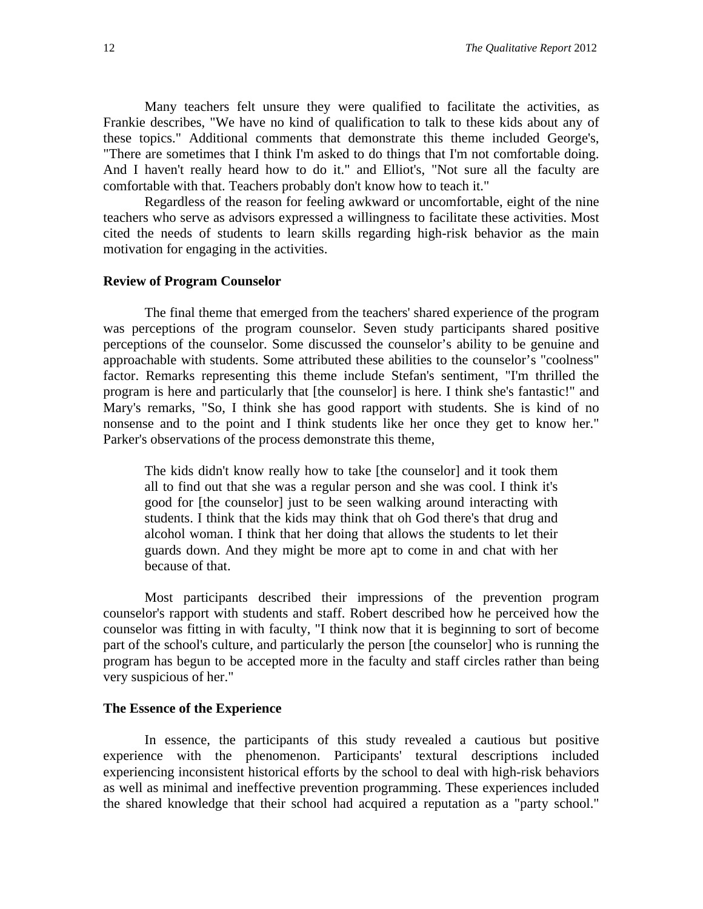Many teachers felt unsure they were qualified to facilitate the activities, as Frankie describes, "We have no kind of qualification to talk to these kids about any of these topics." Additional comments that demonstrate this theme included George's, "There are sometimes that I think I'm asked to do things that I'm not comfortable doing. And I haven't really heard how to do it." and Elliot's, "Not sure all the faculty are comfortable with that. Teachers probably don't know how to teach it."

Regardless of the reason for feeling awkward or uncomfortable, eight of the nine teachers who serve as advisors expressed a willingness to facilitate these activities. Most cited the needs of students to learn skills regarding high-risk behavior as the main motivation for engaging in the activities.

### Review of Program Counselor

The final theme that emerged from the teachers' shared experience of the program was perceptions of the program counselor. Seven study participants shared positive perceptions of the counselor. Some discussed the counselor's ability to be genuine and approachable with students. Some attributed these abilities to the counselor's "coolness" factor. Remarks representing this theme include Stefan's sentiment, "I'm thrilled the program is here and particularly that [the counselor] is here. I think she's fantastic!" and Mary's remarks, "So, I think she has good rapport with students. She is kind of no nonsense and to the point and I think students like her once they get to know her." Parker's observations of the process demonstrate this theme,

> The kids didn't know really how to take [the counselor] and it took them all to find out that she was a regular person and she was cool. I think it's good for [the counselor] just to be seen walking around interacting with students. I think that the kids may think that oh God there's that drug and alcohol woman. I think that her doing that allows the students to let their guards down. And they might be more apt to come in and chat with her because of that.

Most participants described their impressions of the prevention program counselor's rapport with students and staff. Robert described how he perceived how the counselor was fitting in with faculty, "I think now that it is beginning to sort of become part of the school's culture, and particularly the person [the counselor] who is running the program has begun to be accepted more in the faculty and staff circles rather than being very suspicious of her."

### The Essence of the Experience

In essence, the participants of this study revealed a cautious but positive experience with the phenomenon. Participants' textural descriptions included experiencing inconsistent historical efforts by the school to deal with high-risk behaviors as well as minimal and ineffective prevention programming. These experiences included the shared knowledge that their school had acquired a reputation as a "party school."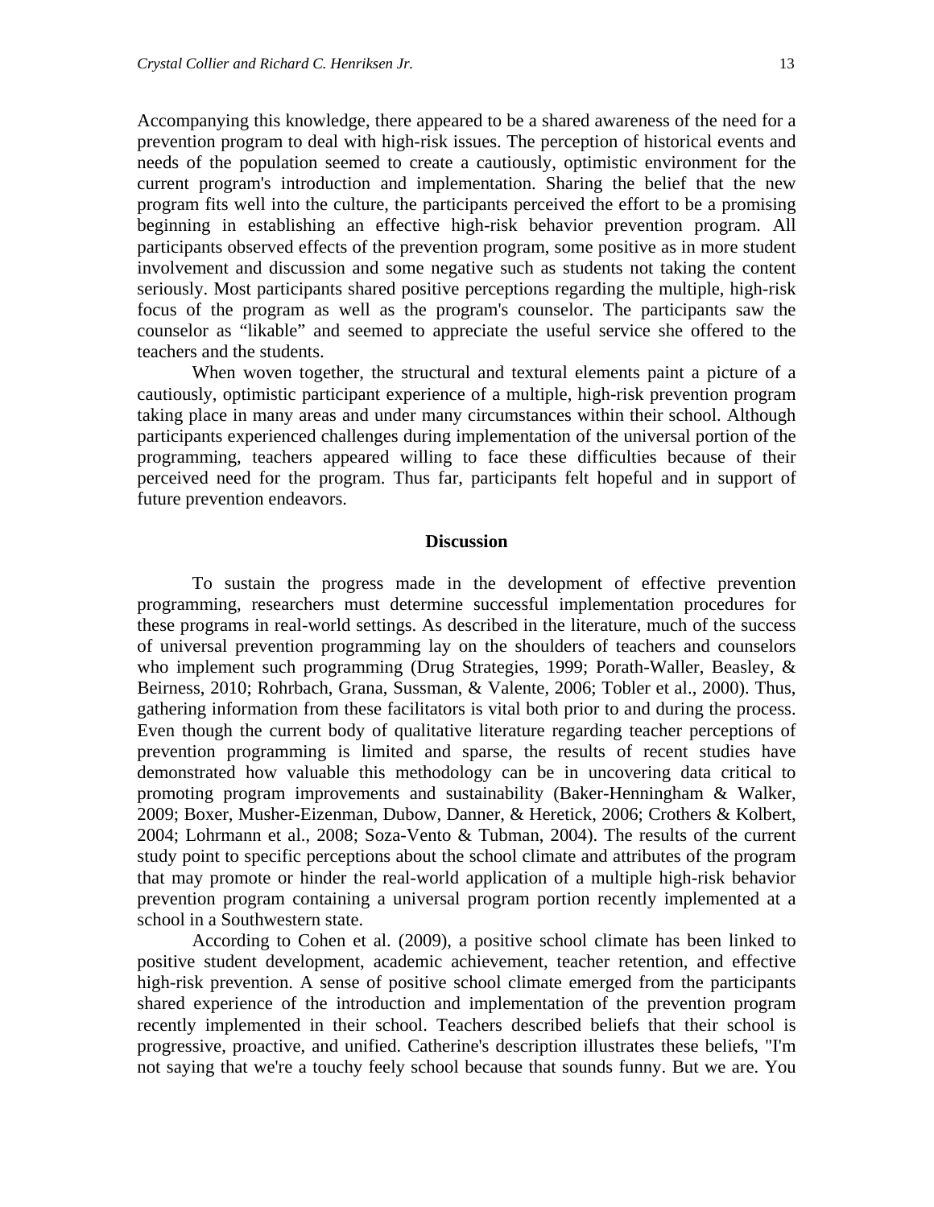Accompanying this knowledge, there appeared to be a shared awareness of the need for a prevention program to deal with high-risk issues. The perception of historical events and needs of the population seemed to create a cautiously, optimistic environment for the current program's introduction and implementation. Sharing the belief that the new program fits well into the culture, the participants perceived the effort to be a promising beginning in establishing an effective high-risk behavior prevention program. All participants observed effects of the prevention program, some positive as in more student involvement and discussion and some negative such as students not taking the content seriously. Most participants shared positive perceptions regarding the multiple, high-risk focus of the program as well as the program's counselor. The participants saw the counselor as "likable" and seemed to appreciate the useful service she offered to the teachers and the students.

When woven together, the structural and textural elements paint a picture of a cautiously, optimistic participant experience of a multiple, high-risk prevention program taking place in many areas and under many circumstances within their school. Although participants experienced challenges during implementation of the universal portion of the programming, teachers appeared willing to face these difficulties because of their perceived need for the program. Thus far, participants felt hopeful and in support of future prevention endeavors.

## Discussion

To sustain the progress made in the development of effective prevention programming, researchers must determine successful implementation procedures for these programs in real-world settings. As described in the literature, much of the success of universal prevention programming lay on the shoulders of teachers and counselors who implement such programming (Drug Strategies, 1999; Porath-Waller, Beasley, & Beirness, 2010; Rohrbach, Grana, Sussman, & Valente, 2006; Tobler et al., 2000). Thus, gathering information from these facilitators is vital both prior to and during the process. Even though the current body of qualitative literature regarding teacher perceptions of prevention programming is limited and sparse, the results of recent studies have demonstrated how valuable this methodology can be in uncovering data critical to promoting program improvements and sustainability (Baker-Henningham & Walker, 2009; Boxer, Musher-Eizenman, Dubow, Danner, & Heretick, 2006; Crothers & Kolbert, 2004; Lohrmann et al., 2008; Soza-Vento & Tubman, 2004). The results of the current study point to specific perceptions about the school climate and attributes of the program that may promote or hinder the real-world application of a multiple high-risk behavior prevention program containing a universal program portion recently implemented at a school in a Southwestern state.

According to Cohen et al. (2009), a positive school climate has been linked to positive student development, academic achievement, teacher retention, and effective high-risk prevention. A sense of positive school climate emerged from the participants shared experience of the introduction and implementation of the prevention program recently implemented in their school. Teachers described beliefs that their school is progressive, proactive, and unified. Catherine's description illustrates these beliefs, "I'm not saying that we're a touchy feely school because that sounds funny. But we are. You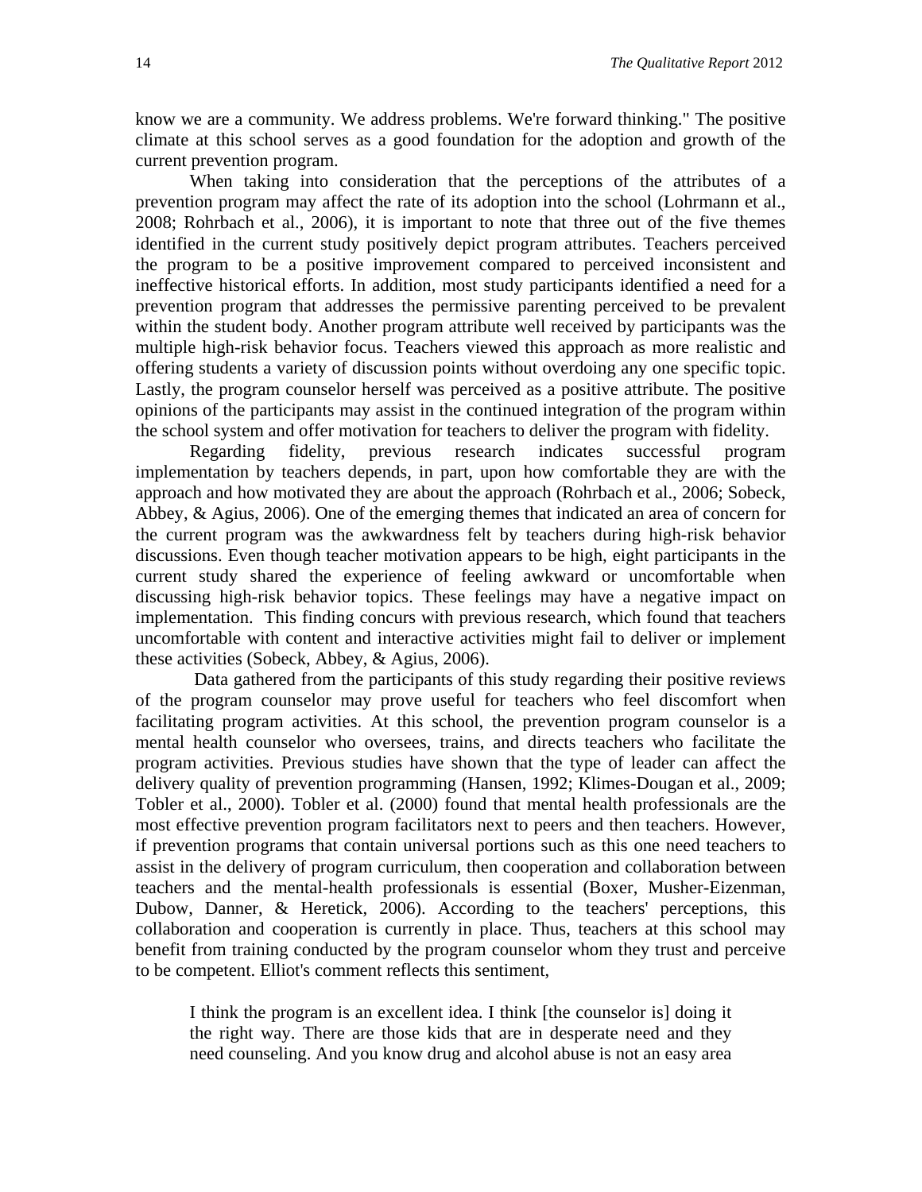know we are a community. We address problems. We're forward thinking." The positive climate at this school serves as a good foundation for the adoption and growth of the current prevention program.

When taking into consideration that the perceptions of the attributes of a prevention program may affect the rate of its adoption into the school (Lohrmann et al., 2008; Rohrbach et al., 2006), it is important to note that three out of the five themes identified in the current study positively depict program attributes. Teachers perceived the program to be a positive improvement compared to perceived inconsistent and ineffective historical efforts. In addition, most study participants identified a need for a prevention program that addresses the permissive parenting perceived to be prevalent within the student body. Another program attribute well received by participants was the multiple high-risk behavior focus. Teachers viewed this approach as more realistic and offering students a variety of discussion points without overdoing any one specific topic. Lastly, the program counselor herself was perceived as a positive attribute. The positive opinions of the participants may assist in the continued integration of the program within the school system and offer motivation for teachers to deliver the program with fidelity.

Regarding fidelity, previous research indicates successful program implementation by teachers depends, in part, upon how comfortable they are with the approach and how motivated they are about the approach (Rohrbach et al., 2006; Sobeck, Abbey, & Agius, 2006). One of the emerging themes that indicated an area of concern for the current program was the awkwardness felt by teachers during high-risk behavior discussions. Even though teacher motivation appears to be high, eight participants in the current study shared the experience of feeling awkward or uncomfortable when discussing high-risk behavior topics. These feelings may have a negative impact on implementation. This finding concurs with previous research, which found that teachers uncomfortable with content and interactive activities might fail to deliver or implement these activities (Sobeck, Abbey, & Agius, 2006).

Data gathered from the participants of this study regarding their positive reviews of the program counselor may prove useful for teachers who feel discomfort when facilitating program activities. At this school, the prevention program counselor is a mental health counselor who oversees, trains, and directs teachers who facilitate the program activities. Previous studies have shown that the type of leader can affect the delivery quality of prevention programming (Hansen, 1992; Klimes-Dougan et al., 2009; Tobler et al., 2000). Tobler et al. (2000) found that mental health professionals are the most effective prevention program facilitators next to peers and then teachers. However, if prevention programs that contain universal portions such as this one need teachers to assist in the delivery of program curriculum, then cooperation and collaboration between teachers and the mental-health professionals is essential (Boxer, Musher-Eizenman, Dubow, Danner, & Heretick, 2006). According to the teachers' perceptions, this collaboration and cooperation is currently in place. Thus, teachers at this school may benefit from training conducted by the program counselor whom they trust and perceive to be competent. Elliot's comment reflects this sentiment,

> I think the program is an excellent idea. I think [the counselor is] doing it the right way. There are those kids that are in desperate need and they need counseling. And you know drug and alcohol abuse is not an easy area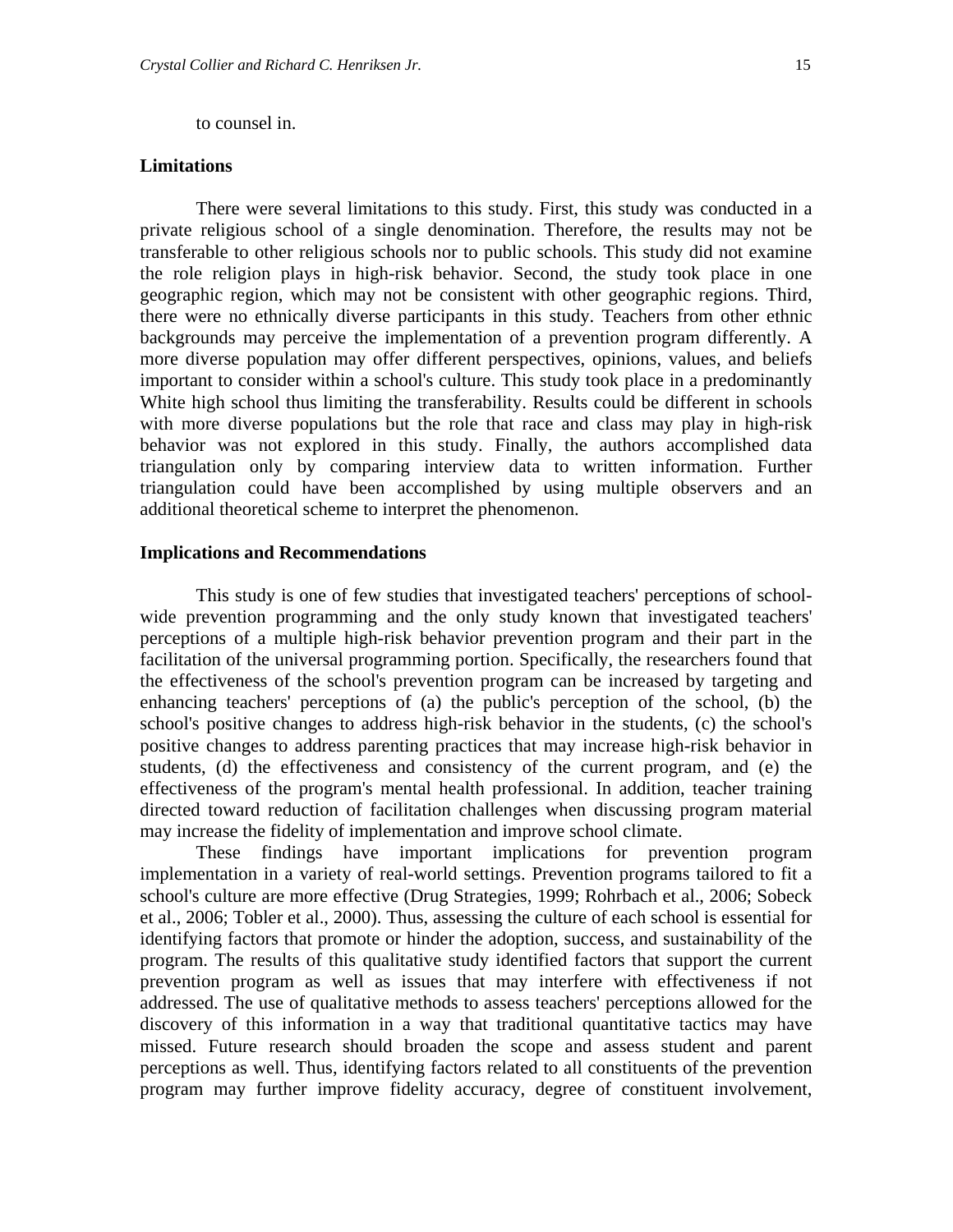to counsel in.

## Limitations

There were several limitations to this study. First, this study was conducted in a private religious school of a single denomination. Therefore, the results may not be transferable to other religious schools nor to public schools. This study did not examine the role religion plays in high-risk behavior. Second, the study took place in one geographic region, which may not be consistent with other geographic regions. Third, there were no ethnically diverse participants in this study. Teachers from other ethnic backgrounds may perceive the implementation of a prevention program differently. A more diverse population may offer different perspectives, opinions, values, and beliefs important to consider within a school's culture. This study took place in a predominantly White high school thus limiting the transferability. Results could be different in schools with more diverse populations but the role that race and class may play in high-risk behavior was not explored in this study. Finally, the authors accomplished data triangulation only by comparing interview data to written information. Further triangulation could have been accomplished by using multiple observers and an additional theoretical scheme to interpret the phenomenon.

## Implications and Recommendations

This study is one of few studies that investigated teachers' perceptions of school-wide prevention programming and the only study known that investigated teachers' perceptions of a multiple high-risk behavior prevention program and their part in the facilitation of the universal programming portion. Specifically, the researchers found that the effectiveness of the school's prevention program can be increased by targeting and enhancing teachers' perceptions of (a) the public's perception of the school, (b) the school's positive changes to address high-risk behavior in the students, (c) the school's positive changes to address parenting practices that may increase high-risk behavior in students, (d) the effectiveness and consistency of the current program, and (e) the effectiveness of the program's mental health professional. In addition, teacher training directed toward reduction of facilitation challenges when discussing program material may increase the fidelity of implementation and improve school climate.

These findings have important implications for prevention program implementation in a variety of real-world settings. Prevention programs tailored to fit a school's culture are more effective (Drug Strategies, 1999; Rohrbach et al., 2006; Sobeck et al., 2006; Tobler et al., 2000). Thus, assessing the culture of each school is essential for identifying factors that promote or hinder the adoption, success, and sustainability of the program. The results of this qualitative study identified factors that support the current prevention program as well as issues that may interfere with effectiveness if not addressed. The use of qualitative methods to assess teachers' perceptions allowed for the discovery of this information in a way that traditional quantitative tactics may have missed. Future research should broaden the scope and assess student and parent perceptions as well. Thus, identifying factors related to all constituents of the prevention program may further improve fidelity accuracy, degree of constituent involvement,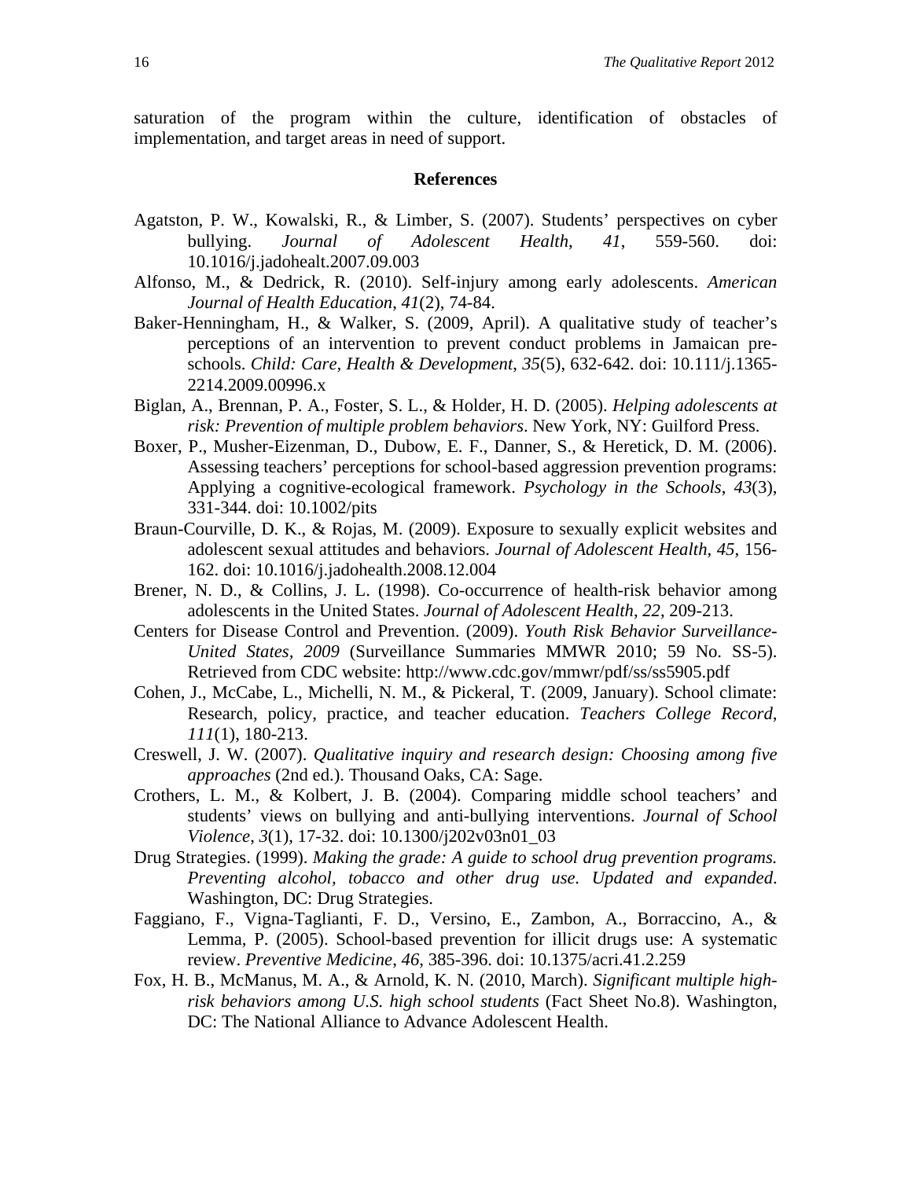saturation of the program within the culture, identification of obstacles of implementation, and target areas in need of support.

## References

Agatston, P. W., Kowalski, R., & Limber, S. (2007). Students' perspectives on cyber bullying. *Journal of Adolescent Health*, *41*, 559-560. doi: 10.1016/j.jadohealt.2007.09.003

Alfonso, M., & Dedrick, R. (2010). Self-injury among early adolescents. *American Journal of Health Education*, *41*(2), 74-84.

Baker-Henningham, H., & Walker, S. (2009, April). A qualitative study of teacher's perceptions of an intervention to prevent conduct problems in Jamaican pre-schools. *Child: Care, Health & Development*, *35*(5), 632-642. doi: 10.111/j.1365-2214.2009.00996.x

Biglan, A., Brennan, P. A., Foster, S. L., & Holder, H. D. (2005). *Helping adolescents at risk: Prevention of multiple problem behaviors*. New York, NY: Guilford Press.

Boxer, P., Musher-Eizenman, D., Dubow, E. F., Danner, S., & Heretick, D. M. (2006). Assessing teachers' perceptions for school-based aggression prevention programs: Applying a cognitive-ecological framework. *Psychology in the Schools*, *43*(3), 331-344. doi: 10.1002/pits

Braun-Courville, D. K., & Rojas, M. (2009). Exposure to sexually explicit websites and adolescent sexual attitudes and behaviors. *Journal of Adolescent Health*, *45*, 156-162. doi: 10.1016/j.jadohealth.2008.12.004

Brener, N. D., & Collins, J. L. (1998). Co-occurrence of health-risk behavior among adolescents in the United States. *Journal of Adolescent Health*, *22*, 209-213.

Centers for Disease Control and Prevention. (2009). *Youth Risk Behavior Surveillance-United States, 2009* (Surveillance Summaries MMWR 2010; 59 No. SS-5). Retrieved from CDC website: http://www.cdc.gov/mmwr/pdf/ss/ss5905.pdf

Cohen, J., McCabe, L., Michelli, N. M., & Pickeral, T. (2009, January). School climate: Research, policy, practice, and teacher education. *Teachers College Record*, *111*(1), 180-213.

Creswell, J. W. (2007). *Qualitative inquiry and research design: Choosing among five approaches* (2nd ed.). Thousand Oaks, CA: Sage.

Crothers, L. M., & Kolbert, J. B. (2004). Comparing middle school teachers' and students' views on bullying and anti-bullying interventions. *Journal of School Violence*, *3*(1), 17-32. doi: 10.1300/j202v03n01_03

Drug Strategies. (1999). *Making the grade: A guide to school drug prevention programs. Preventing alcohol, tobacco and other drug use. Updated and expanded*. Washington, DC: Drug Strategies.

Faggiano, F., Vigna-Taglianti, F. D., Versino, E., Zambon, A., Borraccino, A., & Lemma, P. (2005). School-based prevention for illicit drugs use: A systematic review. *Preventive Medicine*, *46*, 385-396. doi: 10.1375/acri.41.2.259

Fox, H. B., McManus, M. A., & Arnold, K. N. (2010, March). *Significant multiple high-risk behaviors among U.S. high school students* (Fact Sheet No.8). Washington, DC: The National Alliance to Advance Adolescent Health.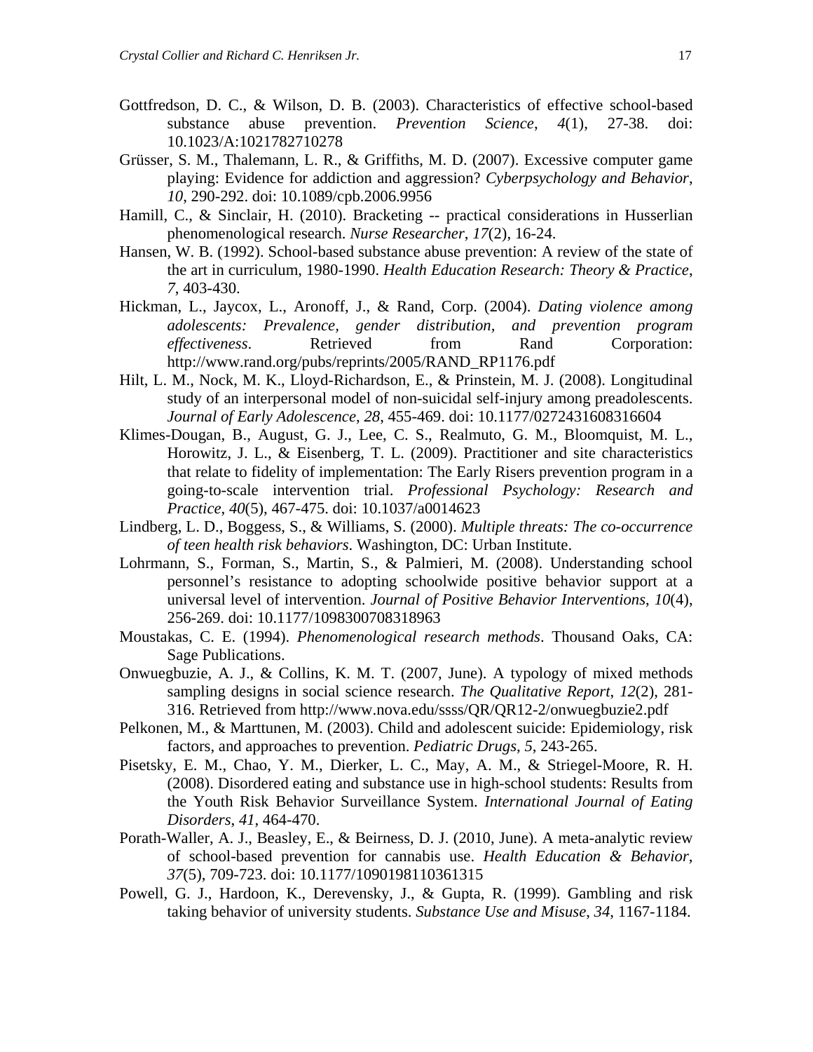Gottfredson, D. C., & Wilson, D. B. (2003). Characteristics of effective school-based substance abuse prevention. *Prevention Science*, *4*(1), 27-38. doi: 10.1023/A:1021782710278

Grüsser, S. M., Thalemann, L. R., & Griffiths, M. D. (2007). Excessive computer game playing: Evidence for addiction and aggression? *Cyberpsychology and Behavior*, *10*, 290-292. doi: 10.1089/cpb.2006.9956

Hamill, C., & Sinclair, H. (2010). Bracketing -- practical considerations in Husserlian phenomenological research. *Nurse Researcher*, *17*(2), 16-24.

Hansen, W. B. (1992). School-based substance abuse prevention: A review of the state of the art in curriculum, 1980-1990. *Health Education Research: Theory & Practice*, *7*, 403-430.

Hickman, L., Jaycox, L., Aronoff, J., & Rand, Corp. (2004). *Dating violence among adolescents: Prevalence, gender distribution, and prevention program effectiveness*. Retrieved from Rand Corporation: http://www.rand.org/pubs/reprints/2005/RAND_RP1176.pdf

Hilt, L. M., Nock, M. K., Lloyd-Richardson, E., & Prinstein, M. J. (2008). Longitudinal study of an interpersonal model of non-suicidal self-injury among preadolescents. *Journal of Early Adolescence*, *28*, 455-469. doi: 10.1177/0272431608316604

Klimes-Dougan, B., August, G. J., Lee, C. S., Realmuto, G. M., Bloomquist, M. L., Horowitz, J. L., & Eisenberg, T. L. (2009). Practitioner and site characteristics that relate to fidelity of implementation: The Early Risers prevention program in a going-to-scale intervention trial. *Professional Psychology: Research and Practice*, *40*(5), 467-475. doi: 10.1037/a0014623

Lindberg, L. D., Boggess, S., & Williams, S. (2000). *Multiple threats: The co-occurrence of teen health risk behaviors*. Washington, DC: Urban Institute.

Lohrmann, S., Forman, S., Martin, S., & Palmieri, M. (2008). Understanding school personnel's resistance to adopting schoolwide positive behavior support at a universal level of intervention. *Journal of Positive Behavior Interventions*, *10*(4), 256-269. doi: 10.1177/1098300708318963

Moustakas, C. E. (1994). *Phenomenological research methods*. Thousand Oaks, CA: Sage Publications.

Onwuegbuzie, A. J., & Collins, K. M. T. (2007, June). A typology of mixed methods sampling designs in social science research. *The Qualitative Report*, *12*(2), 281-316. Retrieved from http://www.nova.edu/ssss/QR/QR12-2/onwuegbuzie2.pdf

Pelkonen, M., & Marttunen, M. (2003). Child and adolescent suicide: Epidemiology, risk factors, and approaches to prevention. *Pediatric Drugs*, *5*, 243-265.

Pisetsky, E. M., Chao, Y. M., Dierker, L. C., May, A. M., & Striegel-Moore, R. H. (2008). Disordered eating and substance use in high-school students: Results from the Youth Risk Behavior Surveillance System. *International Journal of Eating Disorders*, *41*, 464-470.

Porath-Waller, A. J., Beasley, E., & Beirness, D. J. (2010, June). A meta-analytic review of school-based prevention for cannabis use. *Health Education & Behavior*, *37*(5), 709-723. doi: 10.1177/1090198110361315

Powell, G. J., Hardoon, K., Derevensky, J., & Gupta, R. (1999). Gambling and risk taking behavior of university students. *Substance Use and Misuse*, *34*, 1167-1184.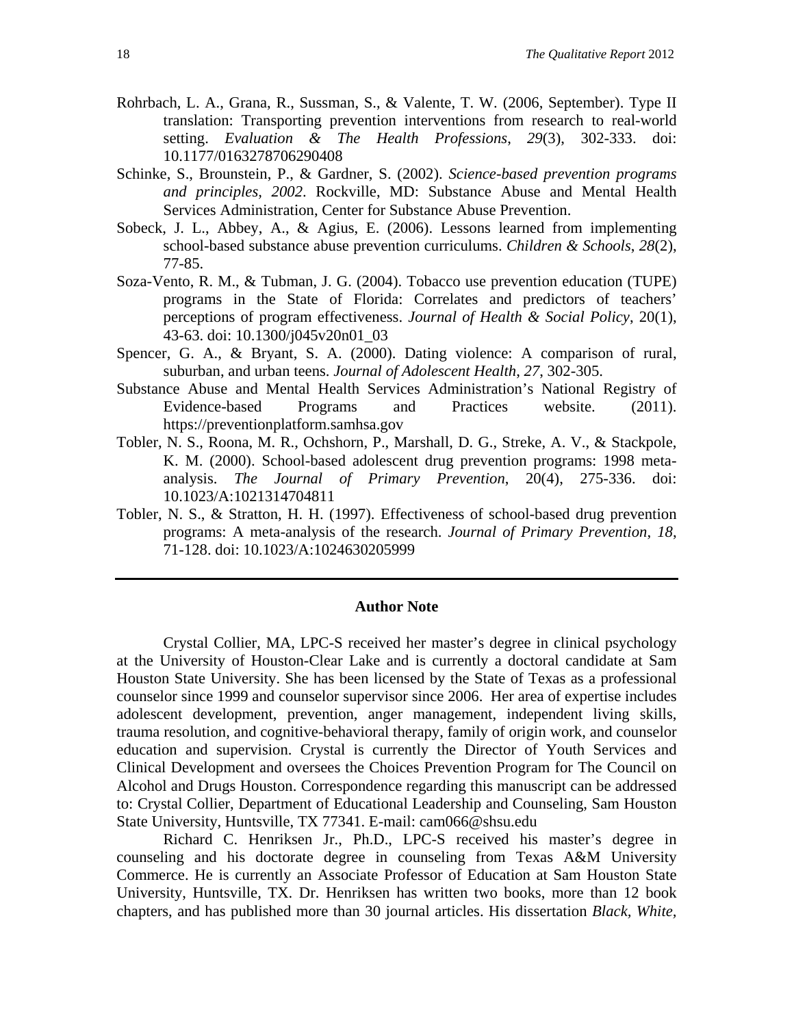Rohrbach, L. A., Grana, R., Sussman, S., & Valente, T. W. (2006, September). Type II translation: Transporting prevention interventions from research to real-world setting. *Evaluation & The Health Professions*, *29*(3), 302-333. doi: 10.1177/0163278706290408

Schinke, S., Brounstein, P., & Gardner, S. (2002). *Science-based prevention programs and principles, 2002*. Rockville, MD: Substance Abuse and Mental Health Services Administration, Center for Substance Abuse Prevention.

Sobeck, J. L., Abbey, A., & Agius, E. (2006). Lessons learned from implementing school-based substance abuse prevention curriculums. *Children & Schools*, *28*(2), 77-85.

Soza-Vento, R. M., & Tubman, J. G. (2004). Tobacco use prevention education (TUPE) programs in the State of Florida: Correlates and predictors of teachers' perceptions of program effectiveness. *Journal of Health & Social Policy*, 20(1), 43-63. doi: 10.1300/j045v20n01_03

Spencer, G. A., & Bryant, S. A. (2000). Dating violence: A comparison of rural, suburban, and urban teens. *Journal of Adolescent Health*, *27*, 302-305.

Substance Abuse and Mental Health Services Administration's National Registry of Evidence-based Programs and Practices website. (2011). https://preventionplatform.samhsa.gov

Tobler, N. S., Roona, M. R., Ochshorn, P., Marshall, D. G., Streke, A. V., & Stackpole, K. M. (2000). School-based adolescent drug prevention programs: 1998 meta-analysis. *The Journal of Primary Prevention*, 20(4), 275-336. doi: 10.1023/A:1021314704811

Tobler, N. S., & Stratton, H. H. (1997). Effectiveness of school-based drug prevention programs: A meta-analysis of the research. *Journal of Primary Prevention*, *18*, 71-128. doi: 10.1023/A:1024630205999

---

**Author Note**

Crystal Collier, MA, LPC-S received her master's degree in clinical psychology at the University of Houston-Clear Lake and is currently a doctoral candidate at Sam Houston State University. She has been licensed by the State of Texas as a professional counselor since 1999 and counselor supervisor since 2006. Her area of expertise includes adolescent development, prevention, anger management, independent living skills, trauma resolution, and cognitive-behavioral therapy, family of origin work, and counselor education and supervision. Crystal is currently the Director of Youth Services and Clinical Development and oversees the Choices Prevention Program for The Council on Alcohol and Drugs Houston. Correspondence regarding this manuscript can be addressed to: Crystal Collier, Department of Educational Leadership and Counseling, Sam Houston State University, Huntsville, TX 77341. E-mail: cam066@shsu.edu

Richard C. Henriksen Jr., Ph.D., LPC-S received his master's degree in counseling and his doctorate degree in counseling from Texas A&M University Commerce. He is currently an Associate Professor of Education at Sam Houston State University, Huntsville, TX. Dr. Henriksen has written two books, more than 12 book chapters, and has published more than 30 journal articles. His dissertation *Black, White,*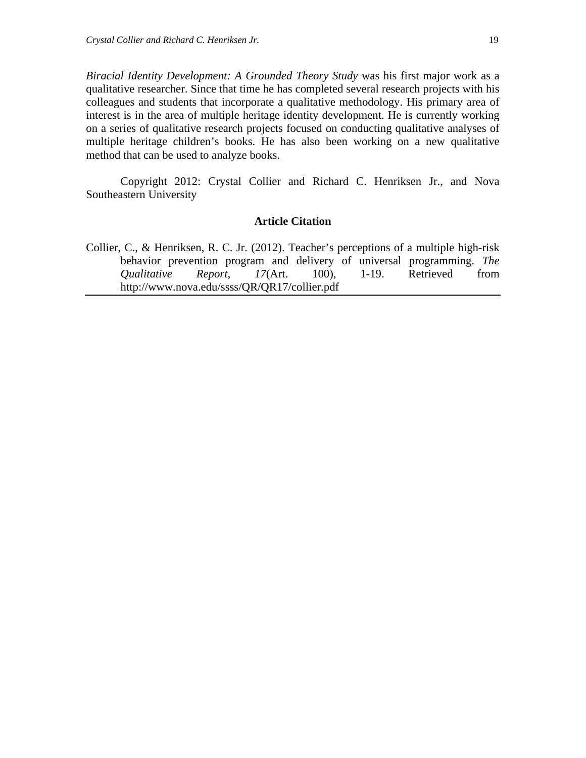*Biracial Identity Development: A Grounded Theory Study* was his first major work as a qualitative researcher. Since that time he has completed several research projects with his colleagues and students that incorporate a qualitative methodology. His primary area of interest is in the area of multiple heritage identity development. He is currently working on a series of qualitative research projects focused on conducting qualitative analyses of multiple heritage children's books. He has also been working on a new qualitative method that can be used to analyze books.

Copyright 2012: Crystal Collier and Richard C. Henriksen Jr., and Nova Southeastern University

**Article Citation**

Collier, C., & Henriksen, R. C. Jr. (2012). Teacher's perceptions of a multiple high-risk behavior prevention program and delivery of universal programming. *The Qualitative Report*, *17*(Art. 100), 1-19. Retrieved from http://www.nova.edu/ssss/QR/QR17/collier.pdf